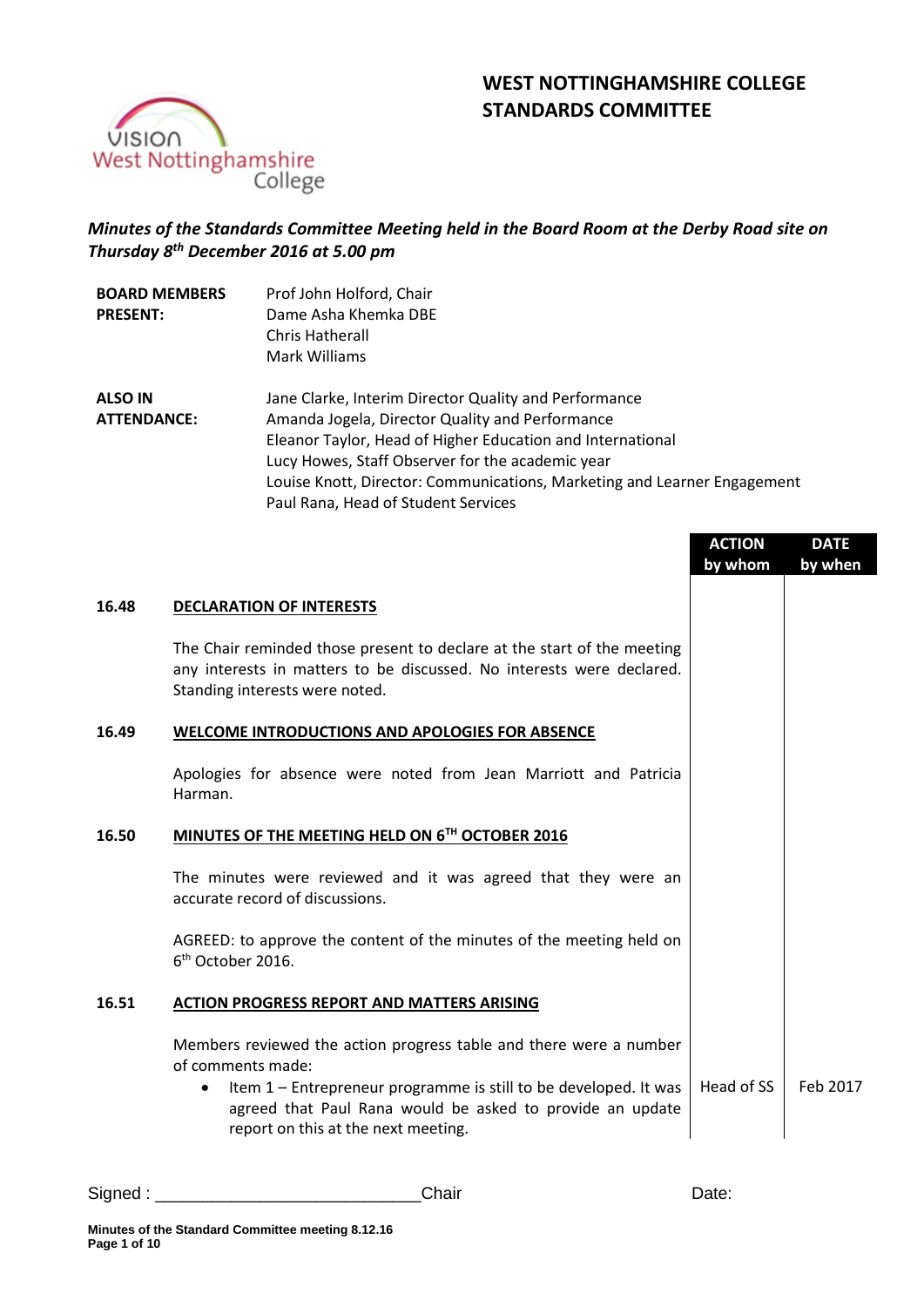# WEST NOTTINGHAMSHIRE COLLEGE
# STANDARDS COMMITTEE

***Minutes of the Standards Committee Meeting held in the Board Room at the Derby Road site on Thursday 8th December 2016 at 5.00 pm***

| | |
|---|---|
| **BOARD MEMBERS PRESENT:** | Prof John Holford, Chair<br>Dame Asha Khemka DBE<br>Chris Hatherall<br>Mark Williams |
| **ALSO IN ATTENDANCE:** | Jane Clarke, Interim Director Quality and Performance<br>Amanda Jogela, Director Quality and Performance<br>Eleanor Taylor, Head of Higher Education and International<br>Lucy Howes, Staff Observer for the academic year<br>Louise Knott, Director: Communications, Marketing and Learner Engagement<br>Paul Rana, Head of Student Services |

| | | ACTION by whom | DATE by when |
|---|---|---|---|
| **16.48** | **DECLARATION OF INTERESTS** | | |
| | The Chair reminded those present to declare at the start of the meeting any interests in matters to be discussed. No interests were declared. Standing interests were noted. | | |
| **16.49** | **WELCOME INTRODUCTIONS AND APOLOGIES FOR ABSENCE** | | |
| | Apologies for absence were noted from Jean Marriott and Patricia Harman. | | |
| **16.50** | **MINUTES OF THE MEETING HELD ON 6TH OCTOBER 2016** | | |
| | The minutes were reviewed and it was agreed that they were an accurate record of discussions. | | |
| | AGREED: to approve the content of the minutes of the meeting held on 6th October 2016. | | |
| **16.51** | **ACTION PROGRESS REPORT AND MATTERS ARISING** | | |
| | Members reviewed the action progress table and there were a number of comments made: | | |
| | • Item 1 – Entrepreneur programme is still to be developed. It was agreed that Paul Rana would be asked to provide an update report on this at the next meeting. | Head of SS | Feb 2017 |

Signed : ___________________________Chair Date: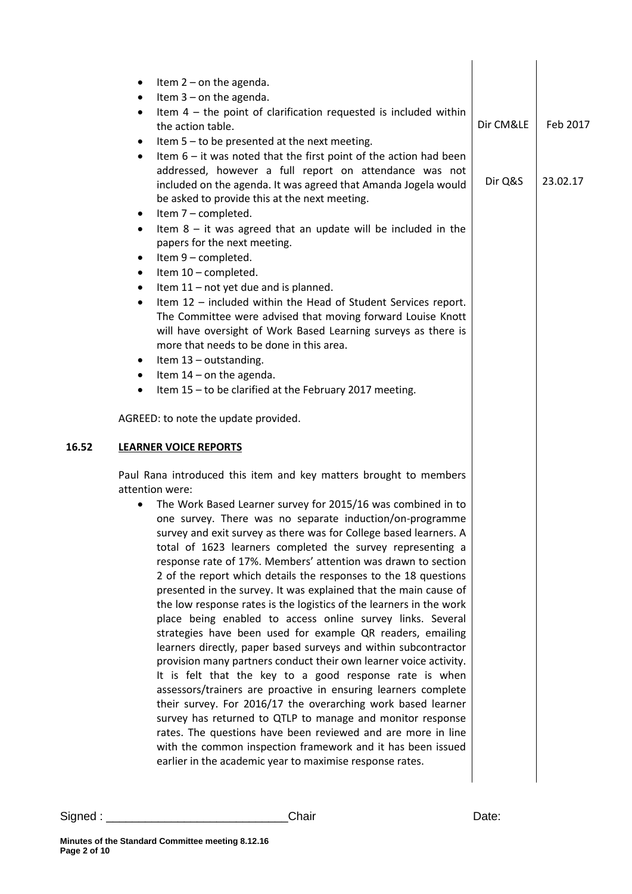- Item 2 – on the agenda.
- Item 3 – on the agenda.
- Item 4 – the point of clarification requested is included within the action table. — Dir CM&LE — Feb 2017
- Item 5 – to be presented at the next meeting.
- Item 6 – it was noted that the first point of the action had been addressed, however a full report on attendance was not included on the agenda. It was agreed that Amanda Jogela would be asked to provide this at the next meeting. — Dir Q&S — 23.02.17
- Item 7 – completed.
- Item 8 – it was agreed that an update will be included in the papers for the next meeting.
- Item 9 – completed.
- Item 10 – completed.
- Item 11 – not yet due and is planned.
- Item 12 – included within the Head of Student Services report. The Committee were advised that moving forward Louise Knott will have oversight of Work Based Learning surveys as there is more that needs to be done in this area.
- Item 13 – outstanding.
- Item 14 – on the agenda.
- Item 15 – to be clarified at the February 2017 meeting.

AGREED: to note the update provided.

## 16.52 LEARNER VOICE REPORTS

Paul Rana introduced this item and key matters brought to members attention were:

- The Work Based Learner survey for 2015/16 was combined in to one survey. There was no separate induction/on-programme survey and exit survey as there was for College based learners. A total of 1623 learners completed the survey representing a response rate of 17%. Members' attention was drawn to section 2 of the report which details the responses to the 18 questions presented in the survey. It was explained that the main cause of the low response rates is the logistics of the learners in the work place being enabled to access online survey links. Several strategies have been used for example QR readers, emailing learners directly, paper based surveys and within subcontractor provision many partners conduct their own learner voice activity. It is felt that the key to a good response rate is when assessors/trainers are proactive in ensuring learners complete their survey. For 2016/17 the overarching work based learner survey has returned to QTLP to manage and monitor response rates. The questions have been reviewed and are more in line with the common inspection framework and it has been issued earlier in the academic year to maximise response rates.

Signed : ___________________________Chair Date:

Minutes of the Standard Committee meeting 8.12.16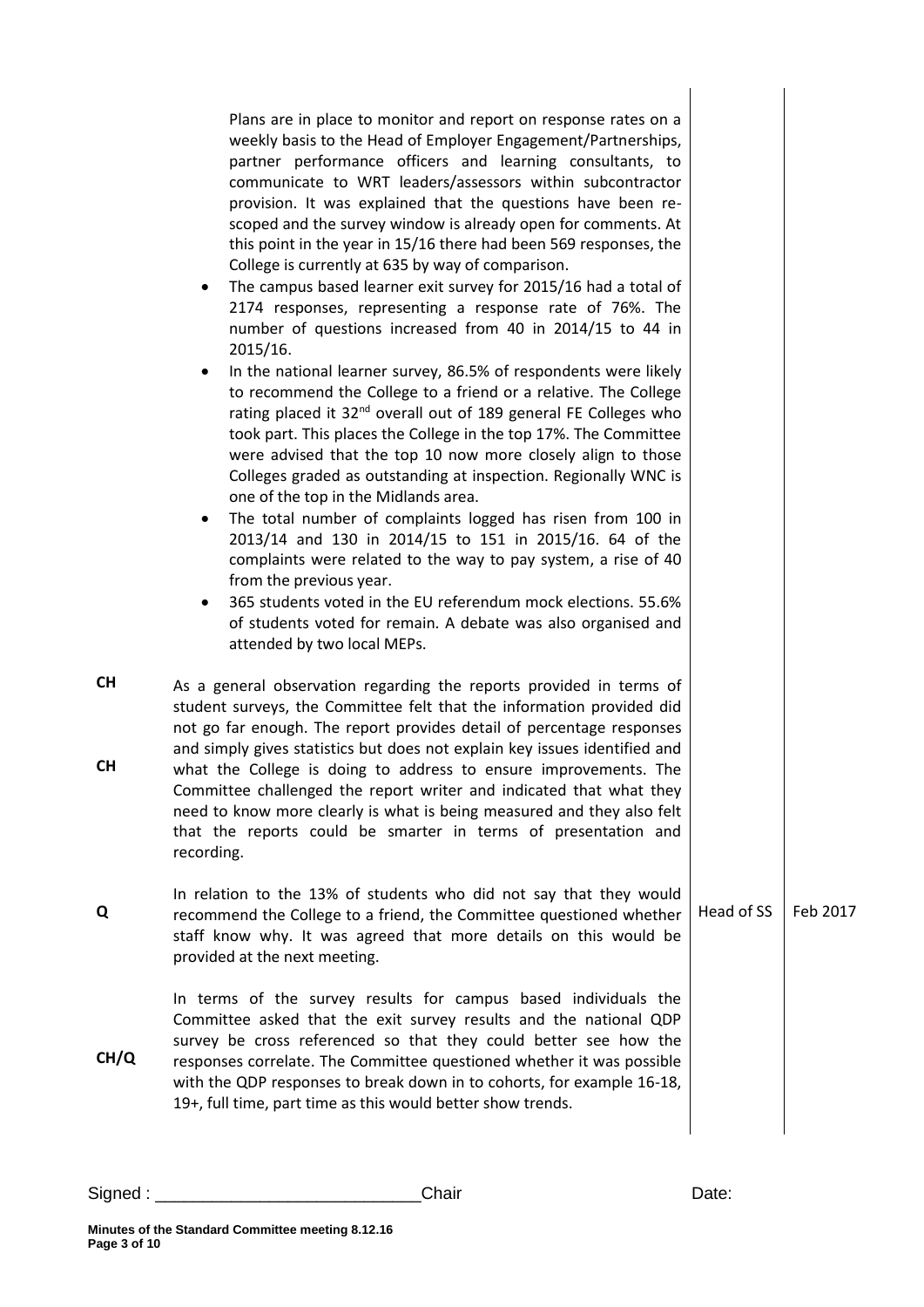| | | | |
|---|---|---|---|
| | Plans are in place to monitor and report on response rates on a weekly basis to the Head of Employer Engagement/Partnerships, partner performance officers and learning consultants, to communicate to WRT leaders/assessors within subcontractor provision. It was explained that the questions have been re-scoped and the survey window is already open for comments. At this point in the year in 15/16 there had been 569 responses, the College is currently at 635 by way of comparison.<br>• The campus based learner exit survey for 2015/16 had a total of 2174 responses, representing a response rate of 76%. The number of questions increased from 40 in 2014/15 to 44 in 2015/16.<br>• In the national learner survey, 86.5% of respondents were likely to recommend the College to a friend or a relative. The College rating placed it 32nd overall out of 189 general FE Colleges who took part. This places the College in the top 17%. The Committee were advised that the top 10 now more closely align to those Colleges graded as outstanding at inspection. Regionally WNC is one of the top in the Midlands area.<br>• The total number of complaints logged has risen from 100 in 2013/14 and 130 in 2014/15 to 151 in 2015/16. 64 of the complaints were related to the way to pay system, a rise of 40 from the previous year.<br>• 365 students voted in the EU referendum mock elections. 55.6% of students voted for remain. A debate was also organised and attended by two local MEPs. | | |
| CH<br><br>CH | As a general observation regarding the reports provided in terms of student surveys, the Committee felt that the information provided did not go far enough. The report provides detail of percentage responses and simply gives statistics but does not explain key issues identified and what the College is doing to address to ensure improvements. The Committee challenged the report writer and indicated that what they need to know more clearly is what is being measured and they also felt that the reports could be smarter in terms of presentation and recording. | | |
| Q | In relation to the 13% of students who did not say that they would recommend the College to a friend, the Committee questioned whether staff know why. It was agreed that more details on this would be provided at the next meeting. | Head of SS | Feb 2017 |
| CH/Q | In terms of the survey results for campus based individuals the Committee asked that the exit survey results and the national QDP survey be cross referenced so that they could better see how the responses correlate. The Committee questioned whether it was possible with the QDP responses to break down in to cohorts, for example 16-18, 19+, full time, part time as this would better show trends. | | |

Signed : ___________________________Chair Date:

**Minutes of the Standard Committee meeting 8.12.16**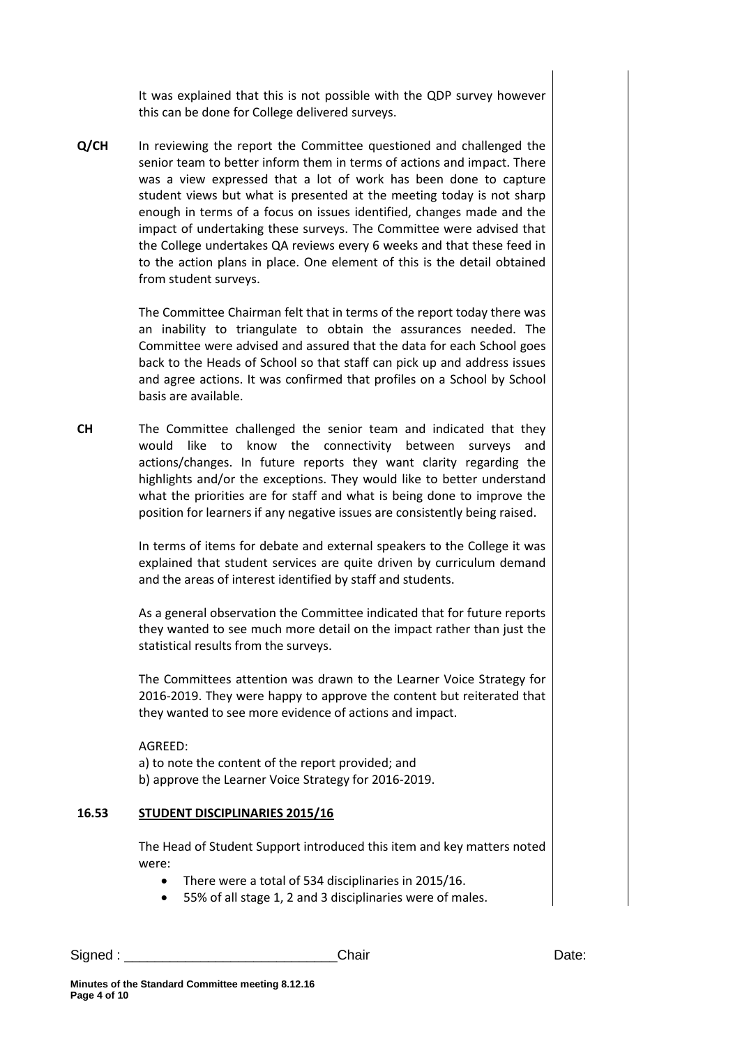It was explained that this is not possible with the QDP survey however this can be done for College delivered surveys.

**Q/CH** In reviewing the report the Committee questioned and challenged the senior team to better inform them in terms of actions and impact. There was a view expressed that a lot of work has been done to capture student views but what is presented at the meeting today is not sharp enough in terms of a focus on issues identified, changes made and the impact of undertaking these surveys. The Committee were advised that the College undertakes QA reviews every 6 weeks and that these feed in to the action plans in place. One element of this is the detail obtained from student surveys.

The Committee Chairman felt that in terms of the report today there was an inability to triangulate to obtain the assurances needed. The Committee were advised and assured that the data for each School goes back to the Heads of School so that staff can pick up and address issues and agree actions. It was confirmed that profiles on a School by School basis are available.

**CH** The Committee challenged the senior team and indicated that they would like to know the connectivity between surveys and actions/changes. In future reports they want clarity regarding the highlights and/or the exceptions. They would like to better understand what the priorities are for staff and what is being done to improve the position for learners if any negative issues are consistently being raised.

In terms of items for debate and external speakers to the College it was explained that student services are quite driven by curriculum demand and the areas of interest identified by staff and students.

As a general observation the Committee indicated that for future reports they wanted to see much more detail on the impact rather than just the statistical results from the surveys.

The Committees attention was drawn to the Learner Voice Strategy for 2016-2019. They were happy to approve the content but reiterated that they wanted to see more evidence of actions and impact.

AGREED:
a) to note the content of the report provided; and
b) approve the Learner Voice Strategy for 2016-2019.

## 16.53 STUDENT DISCIPLINARIES 2015/16

The Head of Student Support introduced this item and key matters noted were:

- There were a total of 534 disciplinaries in 2015/16.
- 55% of all stage 1, 2 and 3 disciplinaries were of males.

Signed : ___________________________Chair Date: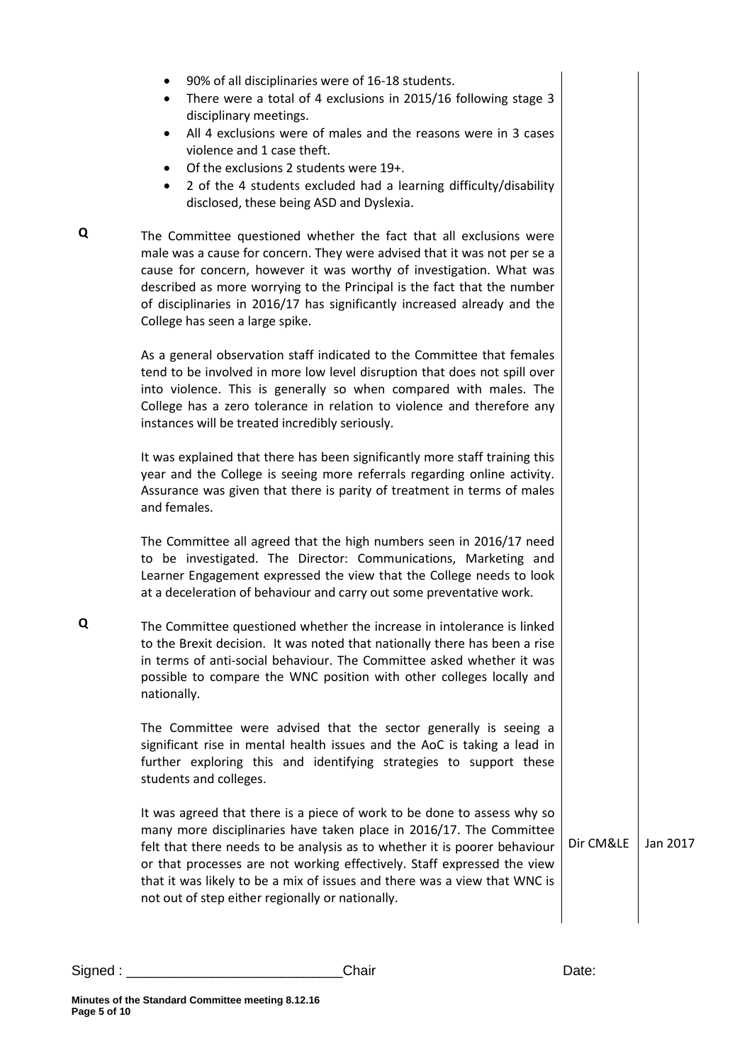- 90% of all disciplinaries were of 16-18 students.
- There were a total of 4 exclusions in 2015/16 following stage 3 disciplinary meetings.
- All 4 exclusions were of males and the reasons were in 3 cases violence and 1 case theft.
- Of the exclusions 2 students were 19+.
- 2 of the 4 students excluded had a learning difficulty/disability disclosed, these being ASD and Dyslexia.

**Q** The Committee questioned whether the fact that all exclusions were male was a cause for concern. They were advised that it was not per se a cause for concern, however it was worthy of investigation. What was described as more worrying to the Principal is the fact that the number of disciplinaries in 2016/17 has significantly increased already and the College has seen a large spike.

As a general observation staff indicated to the Committee that females tend to be involved in more low level disruption that does not spill over into violence. This is generally so when compared with males. The College has a zero tolerance in relation to violence and therefore any instances will be treated incredibly seriously.

It was explained that there has been significantly more staff training this year and the College is seeing more referrals regarding online activity. Assurance was given that there is parity of treatment in terms of males and females.

The Committee all agreed that the high numbers seen in 2016/17 need to be investigated. The Director: Communications, Marketing and Learner Engagement expressed the view that the College needs to look at a deceleration of behaviour and carry out some preventative work.

**Q** The Committee questioned whether the increase in intolerance is linked to the Brexit decision. It was noted that nationally there has been a rise in terms of anti-social behaviour. The Committee asked whether it was possible to compare the WNC position with other colleges locally and nationally.

The Committee were advised that the sector generally is seeing a significant rise in mental health issues and the AoC is taking a lead in further exploring this and identifying strategies to support these students and colleges.

It was agreed that there is a piece of work to be done to assess why so many more disciplinaries have taken place in 2016/17. The Committee felt that there needs to be analysis as to whether it is poorer behaviour or that processes are not working effectively. Staff expressed the view that it was likely to be a mix of issues and there was a view that WNC is not out of step either regionally or nationally. | Dir CM&LE | Jan 2017

Signed : ___________________________Chair Date:

**Minutes of the Standard Committee meeting 8.12.16**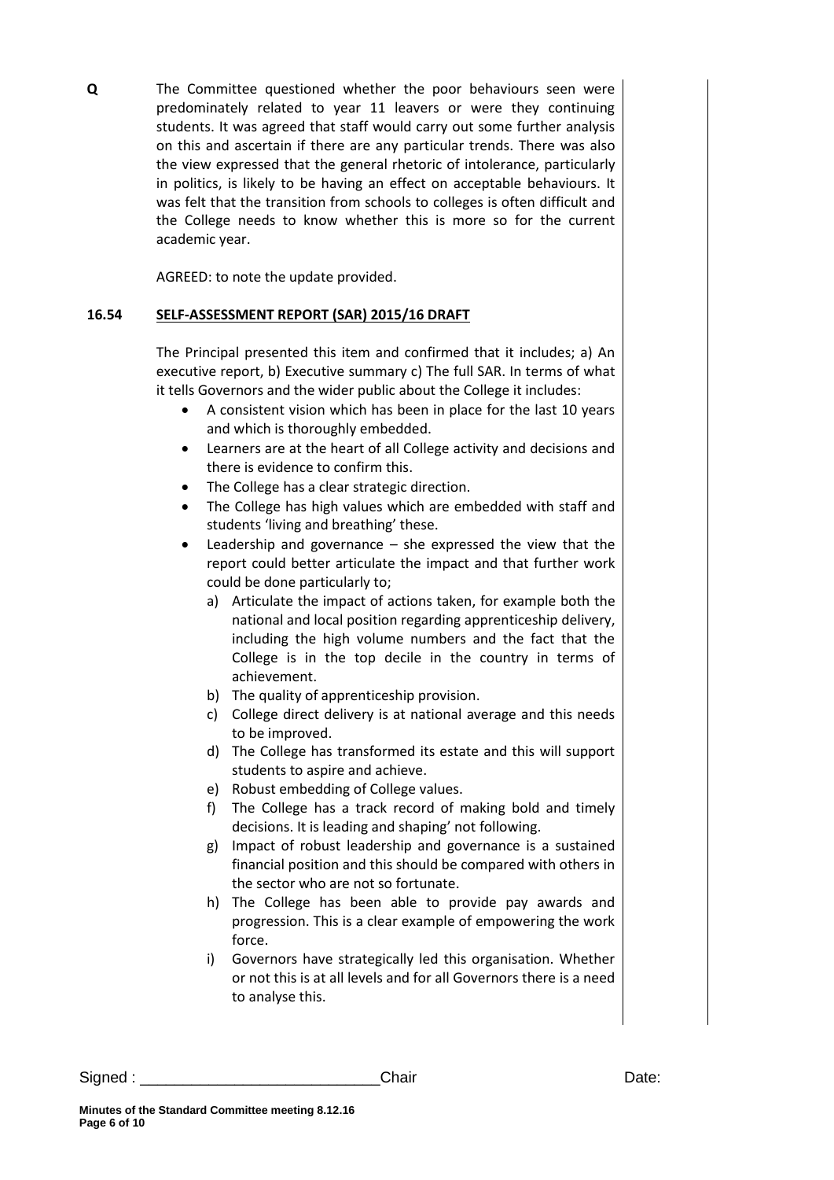**Q** The Committee questioned whether the poor behaviours seen were predominately related to year 11 leavers or were they continuing students. It was agreed that staff would carry out some further analysis on this and ascertain if there are any particular trends. There was also the view expressed that the general rhetoric of intolerance, particularly in politics, is likely to be having an effect on acceptable behaviours. It was felt that the transition from schools to colleges is often difficult and the College needs to know whether this is more so for the current academic year.

AGREED: to note the update provided.

## 16.54 SELF-ASSESSMENT REPORT (SAR) 2015/16 DRAFT

The Principal presented this item and confirmed that it includes; a) An executive report, b) Executive summary c) The full SAR. In terms of what it tells Governors and the wider public about the College it includes:

- A consistent vision which has been in place for the last 10 years and which is thoroughly embedded.
- Learners are at the heart of all College activity and decisions and there is evidence to confirm this.
- The College has a clear strategic direction.
- The College has high values which are embedded with staff and students 'living and breathing' these.
- Leadership and governance – she expressed the view that the report could better articulate the impact and that further work could be done particularly to;
  a) Articulate the impact of actions taken, for example both the national and local position regarding apprenticeship delivery, including the high volume numbers and the fact that the College is in the top decile in the country in terms of achievement.
  b) The quality of apprenticeship provision.
  c) College direct delivery is at national average and this needs to be improved.
  d) The College has transformed its estate and this will support students to aspire and achieve.
  e) Robust embedding of College values.
  f) The College has a track record of making bold and timely decisions. It is leading and shaping' not following.
  g) Impact of robust leadership and governance is a sustained financial position and this should be compared with others in the sector who are not so fortunate.
  h) The College has been able to provide pay awards and progression. This is a clear example of empowering the work force.
  i) Governors have strategically led this organisation. Whether or not this is at all levels and for all Governors there is a need to analyse this.

Signed : ___________________________Chair Date: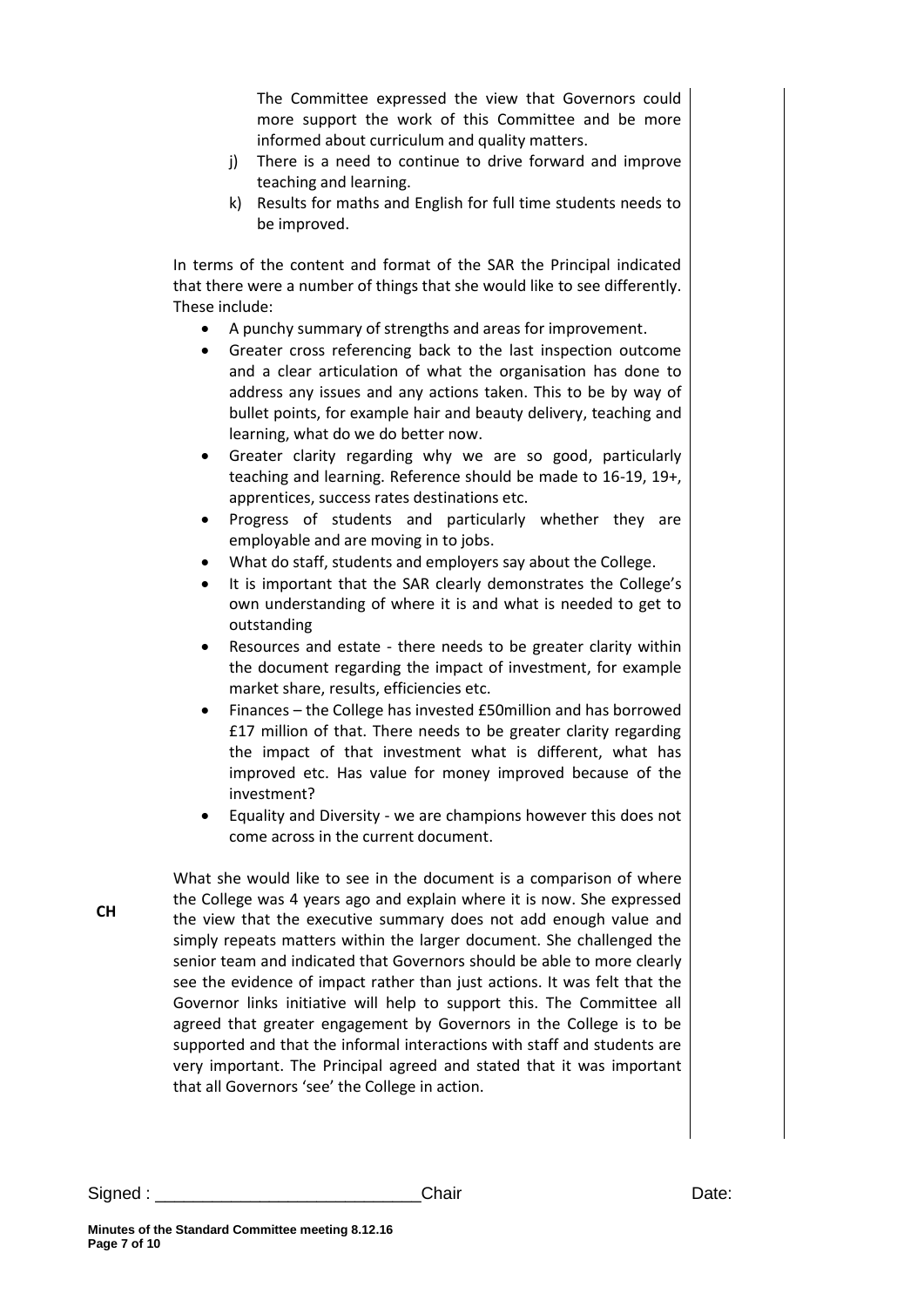The Committee expressed the view that Governors could more support the work of this Committee and be more informed about curriculum and quality matters.

j) There is a need to continue to drive forward and improve teaching and learning.
k) Results for maths and English for full time students needs to be improved.

In terms of the content and format of the SAR the Principal indicated that there were a number of things that she would like to see differently. These include:

- A punchy summary of strengths and areas for improvement.
- Greater cross referencing back to the last inspection outcome and a clear articulation of what the organisation has done to address any issues and any actions taken. This to be by way of bullet points, for example hair and beauty delivery, teaching and learning, what do we do better now.
- Greater clarity regarding why we are so good, particularly teaching and learning. Reference should be made to 16-19, 19+, apprentices, success rates destinations etc.
- Progress of students and particularly whether they are employable and are moving in to jobs.
- What do staff, students and employers say about the College.
- It is important that the SAR clearly demonstrates the College's own understanding of where it is and what is needed to get to outstanding
- Resources and estate - there needs to be greater clarity within the document regarding the impact of investment, for example market share, results, efficiencies etc.
- Finances – the College has invested £50million and has borrowed £17 million of that. There needs to be greater clarity regarding the impact of that investment what is different, what has improved etc. Has value for money improved because of the investment?
- Equality and Diversity - we are champions however this does not come across in the current document.

**CH**

What she would like to see in the document is a comparison of where the College was 4 years ago and explain where it is now. She expressed the view that the executive summary does not add enough value and simply repeats matters within the larger document. She challenged the senior team and indicated that Governors should be able to more clearly see the evidence of impact rather than just actions. It was felt that the Governor links initiative will help to support this. The Committee all agreed that greater engagement by Governors in the College is to be supported and that the informal interactions with staff and students are very important. The Principal agreed and stated that it was important that all Governors 'see' the College in action.

Signed : ___________________________Chair Date:

**Minutes of the Standard Committee meeting 8.12.16**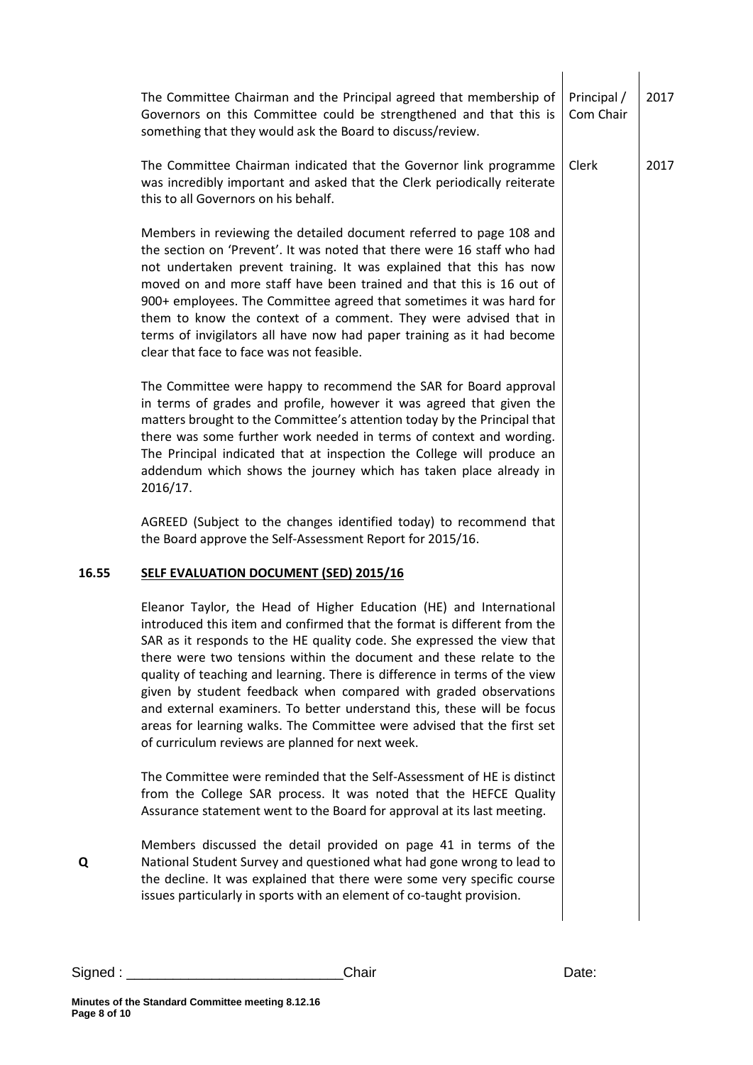| | | | |
|---|---|---|---|
| | The Committee Chairman and the Principal agreed that membership of Governors on this Committee could be strengthened and that this is something that they would ask the Board to discuss/review. | Principal / Com Chair | 2017 |
| | The Committee Chairman indicated that the Governor link programme was incredibly important and asked that the Clerk periodically reiterate this to all Governors on his behalf. | Clerk | 2017 |
| | Members in reviewing the detailed document referred to page 108 and the section on 'Prevent'. It was noted that there were 16 staff who had not undertaken prevent training. It was explained that this has now moved on and more staff have been trained and that this is 16 out of 900+ employees. The Committee agreed that sometimes it was hard for them to know the context of a comment. They were advised that in terms of invigilators all have now had paper training as it had become clear that face to face was not feasible. | | |
| | The Committee were happy to recommend the SAR for Board approval in terms of grades and profile, however it was agreed that given the matters brought to the Committee's attention today by the Principal that there was some further work needed in terms of context and wording. The Principal indicated that at inspection the College will produce an addendum which shows the journey which has taken place already in 2016/17. | | |
| | AGREED (Subject to the changes identified today) to recommend that the Board approve the Self-Assessment Report for 2015/16. | | |
| **16.55** | **SELF EVALUATION DOCUMENT (SED) 2015/16** | | |
| | Eleanor Taylor, the Head of Higher Education (HE) and International introduced this item and confirmed that the format is different from the SAR as it responds to the HE quality code. She expressed the view that there were two tensions within the document and these relate to the quality of teaching and learning. There is difference in terms of the view given by student feedback when compared with graded observations and external examiners. To better understand this, these will be focus areas for learning walks. The Committee were advised that the first set of curriculum reviews are planned for next week. | | |
| | The Committee were reminded that the Self-Assessment of HE is distinct from the College SAR process. It was noted that the HEFCE Quality Assurance statement went to the Board for approval at its last meeting. | | |
| **Q** | Members discussed the detail provided on page 41 in terms of the National Student Survey and questioned what had gone wrong to lead to the decline. It was explained that there were some very specific course issues particularly in sports with an element of co-taught provision. | | |

Signed : ____________________________Chair Date:

**Minutes of the Standard Committee meeting 8.12.16**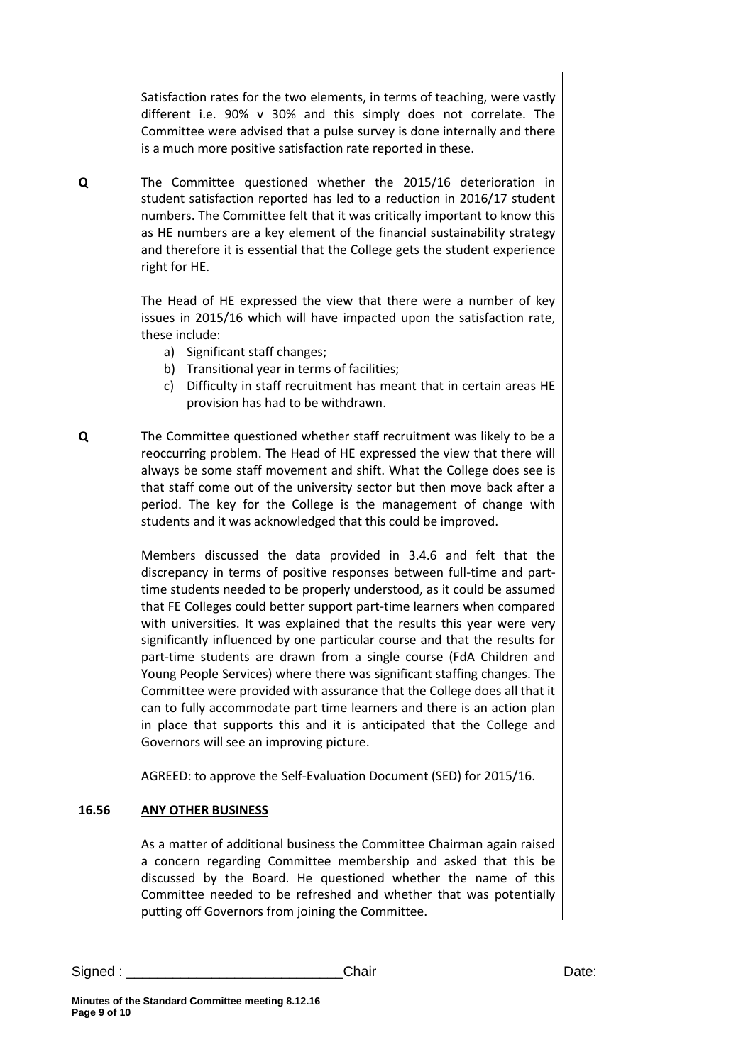Satisfaction rates for the two elements, in terms of teaching, were vastly different i.e. 90% v 30% and this simply does not correlate. The Committee were advised that a pulse survey is done internally and there is a much more positive satisfaction rate reported in these.

**Q** The Committee questioned whether the 2015/16 deterioration in student satisfaction reported has led to a reduction in 2016/17 student numbers. The Committee felt that it was critically important to know this as HE numbers are a key element of the financial sustainability strategy and therefore it is essential that the College gets the student experience right for HE.

The Head of HE expressed the view that there were a number of key issues in 2015/16 which will have impacted upon the satisfaction rate, these include:

a) Significant staff changes;
b) Transitional year in terms of facilities;
c) Difficulty in staff recruitment has meant that in certain areas HE provision has had to be withdrawn.

**Q** The Committee questioned whether staff recruitment was likely to be a reoccurring problem. The Head of HE expressed the view that there will always be some staff movement and shift. What the College does see is that staff come out of the university sector but then move back after a period. The key for the College is the management of change with students and it was acknowledged that this could be improved.

Members discussed the data provided in 3.4.6 and felt that the discrepancy in terms of positive responses between full-time and part-time students needed to be properly understood, as it could be assumed that FE Colleges could better support part-time learners when compared with universities. It was explained that the results this year were very significantly influenced by one particular course and that the results for part-time students are drawn from a single course (FdA Children and Young People Services) where there was significant staffing changes. The Committee were provided with assurance that the College does all that it can to fully accommodate part time learners and there is an action plan in place that supports this and it is anticipated that the College and Governors will see an improving picture.

AGREED: to approve the Self-Evaluation Document (SED) for 2015/16.

## 16.56 ANY OTHER BUSINESS

As a matter of additional business the Committee Chairman again raised a concern regarding Committee membership and asked that this be discussed by the Board. He questioned whether the name of this Committee needed to be refreshed and whether that was potentially putting off Governors from joining the Committee.

Signed : ___________________________Chair Date: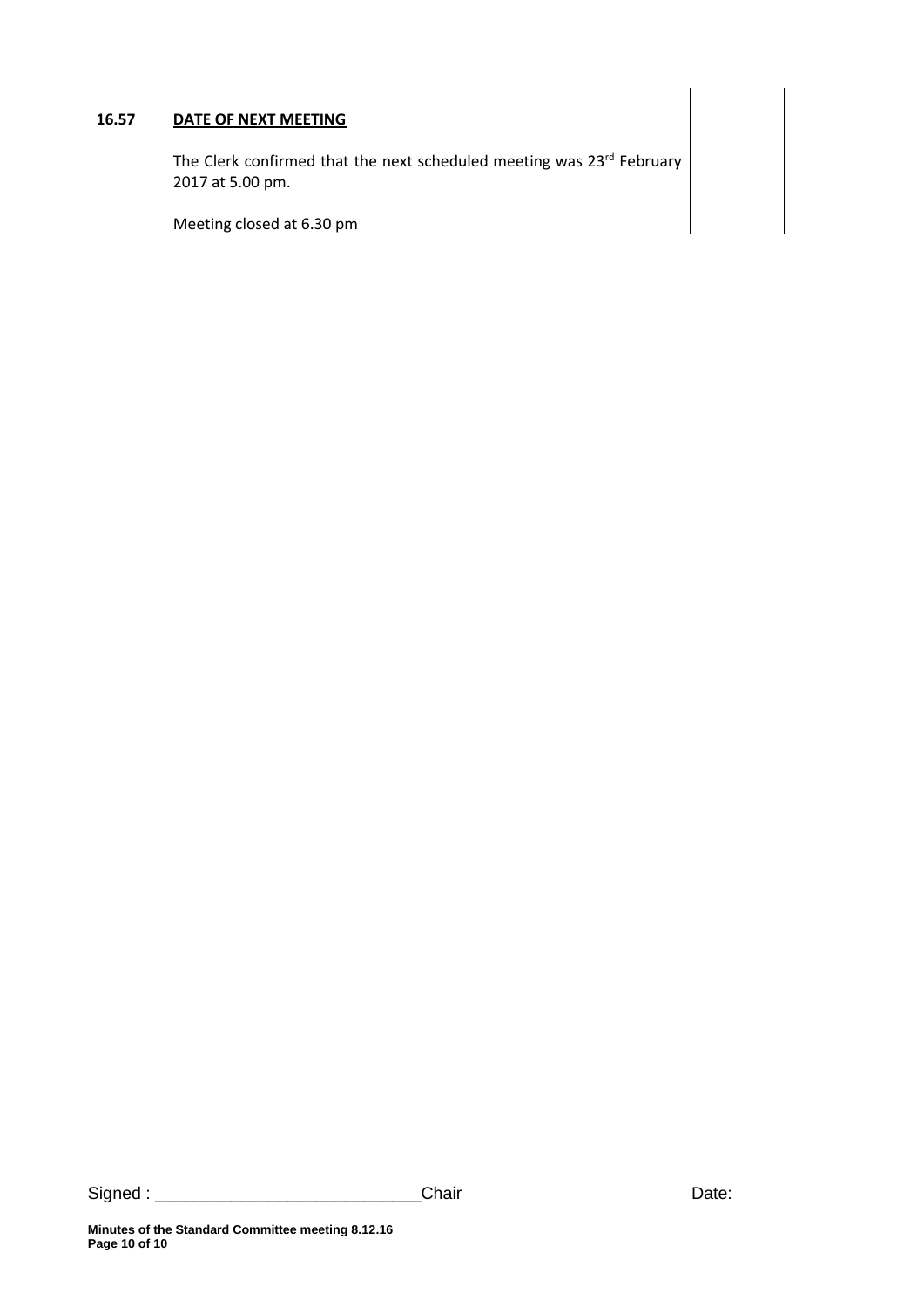**16.57 DATE OF NEXT MEETING**

The Clerk confirmed that the next scheduled meeting was 23rd February 2017 at 5.00 pm.

Meeting closed at 6.30 pm

Signed : ___________________________Chair Date: